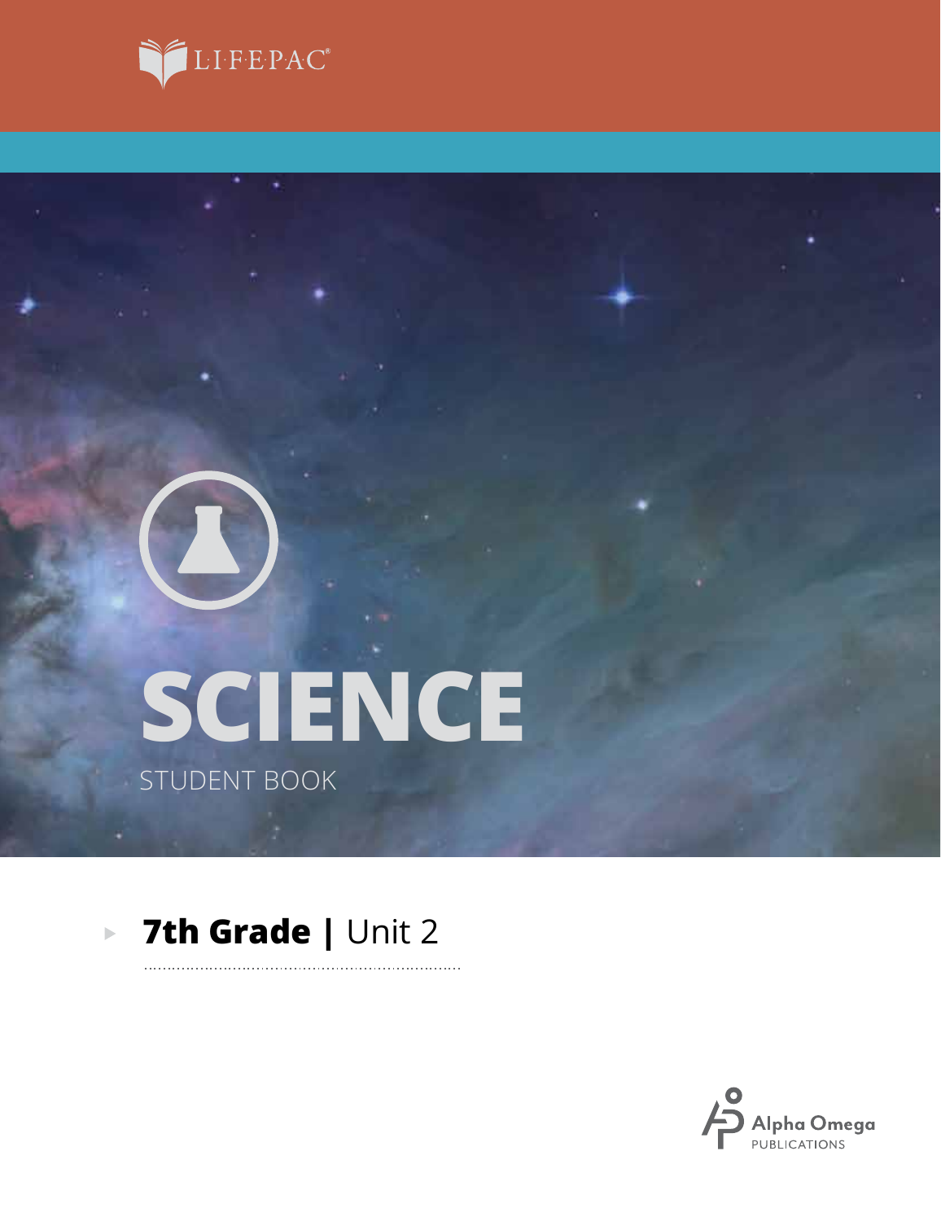LIFEPAC®

# SCIENCE

STUDENT BOOK

**7th Grade |** Unit 2

Alpha Omega PUBLICATIONS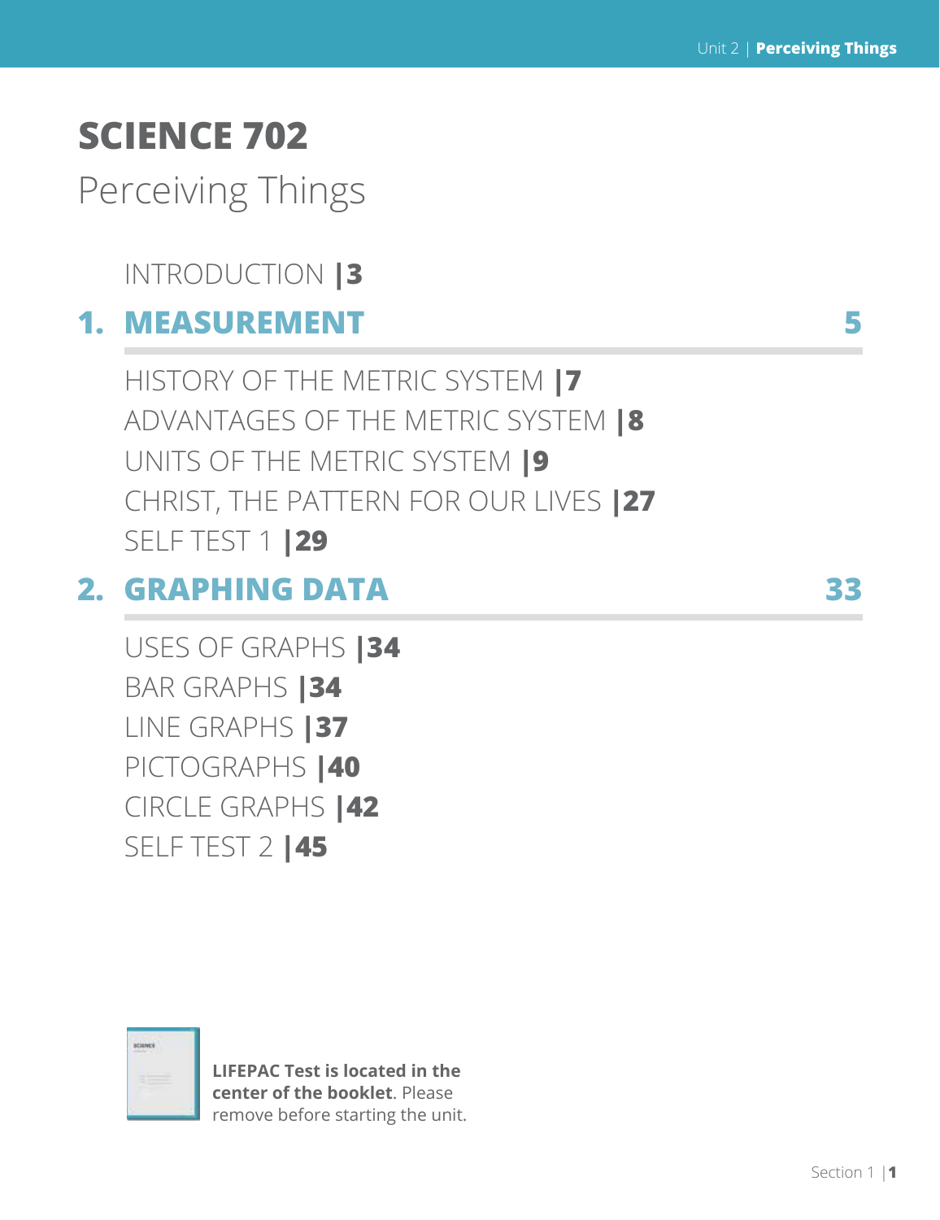# SCIENCE 702

## Perceiving Things

INTRODUCTION |3

## 1. MEASUREMENT 5

HISTORY OF THE METRIC SYSTEM |7

ADVANTAGES OF THE METRIC SYSTEM |8

UNITS OF THE METRIC SYSTEM |9

CHRIST, THE PATTERN FOR OUR LIVES |27

SELF TEST 1 |29

## 2. GRAPHING DATA 33

USES OF GRAPHS |34

BAR GRAPHS |34

LINE GRAPHS |37

PICTOGRAPHS |40

CIRCLE GRAPHS |42

SELF TEST 2 |45

**LIFEPAC Test is located in the center of the booklet**. Please remove before starting the unit.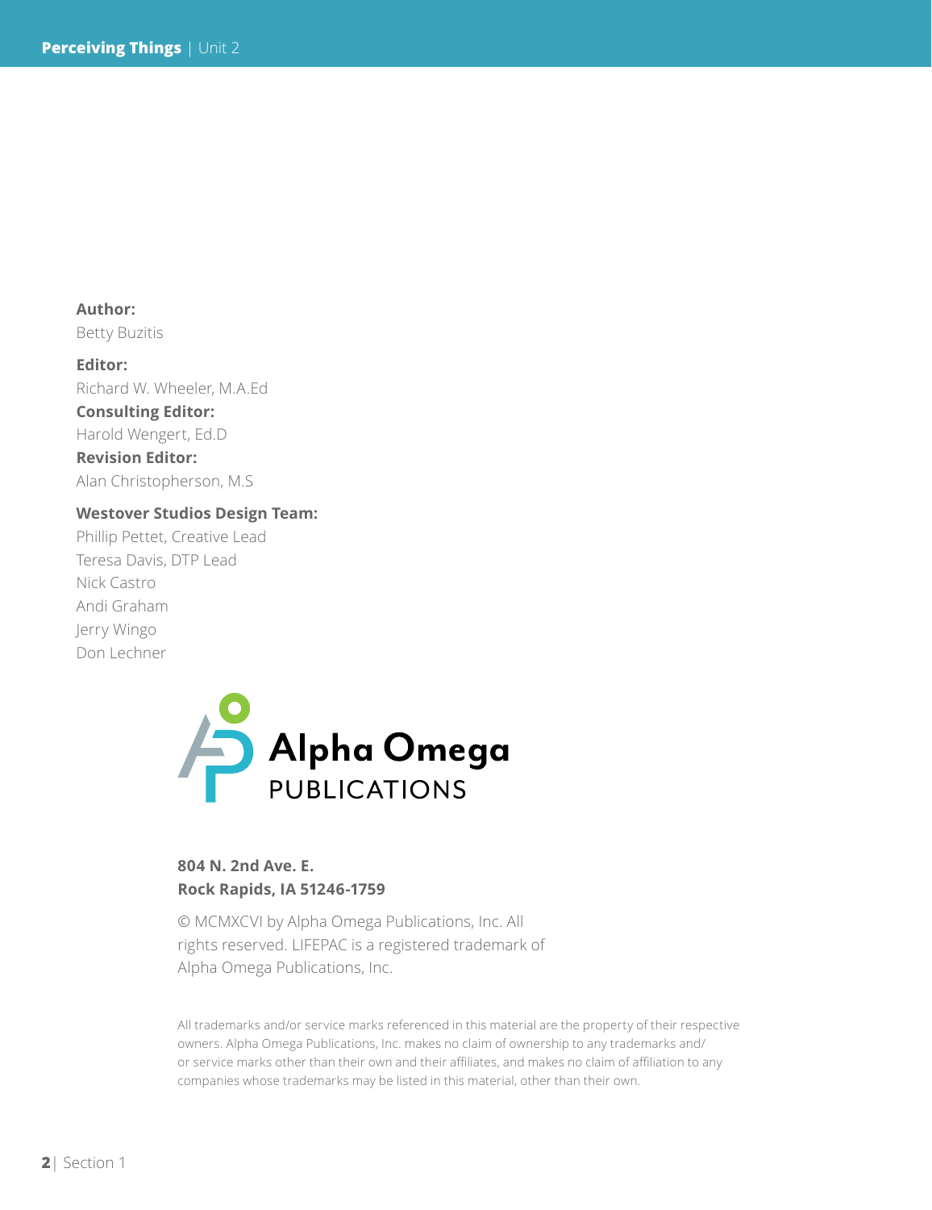**Author:**
Betty Buzitis

**Editor:**
Richard W. Wheeler, M.A.Ed

**Consulting Editor:**
Harold Wengert, Ed.D

**Revision Editor:**
Alan Christopherson, M.S

**Westover Studios Design Team:**
Phillip Pettet, Creative Lead
Teresa Davis, DTP Lead
Nick Castro
Andi Graham
Jerry Wingo
Don Lechner

Alpha Omega PUBLICATIONS

**804 N. 2nd Ave. E.**
**Rock Rapids, IA 51246-1759**

© MCMXCVI by Alpha Omega Publications, Inc. All rights reserved. LIFEPAC is a registered trademark of Alpha Omega Publications, Inc.

All trademarks and/or service marks referenced in this material are the property of their respective owners. Alpha Omega Publications, Inc. makes no claim of ownership to any trademarks and/or service marks other than their own and their affiliates, and makes no claim of affiliation to any companies whose trademarks may be listed in this material, other than their own.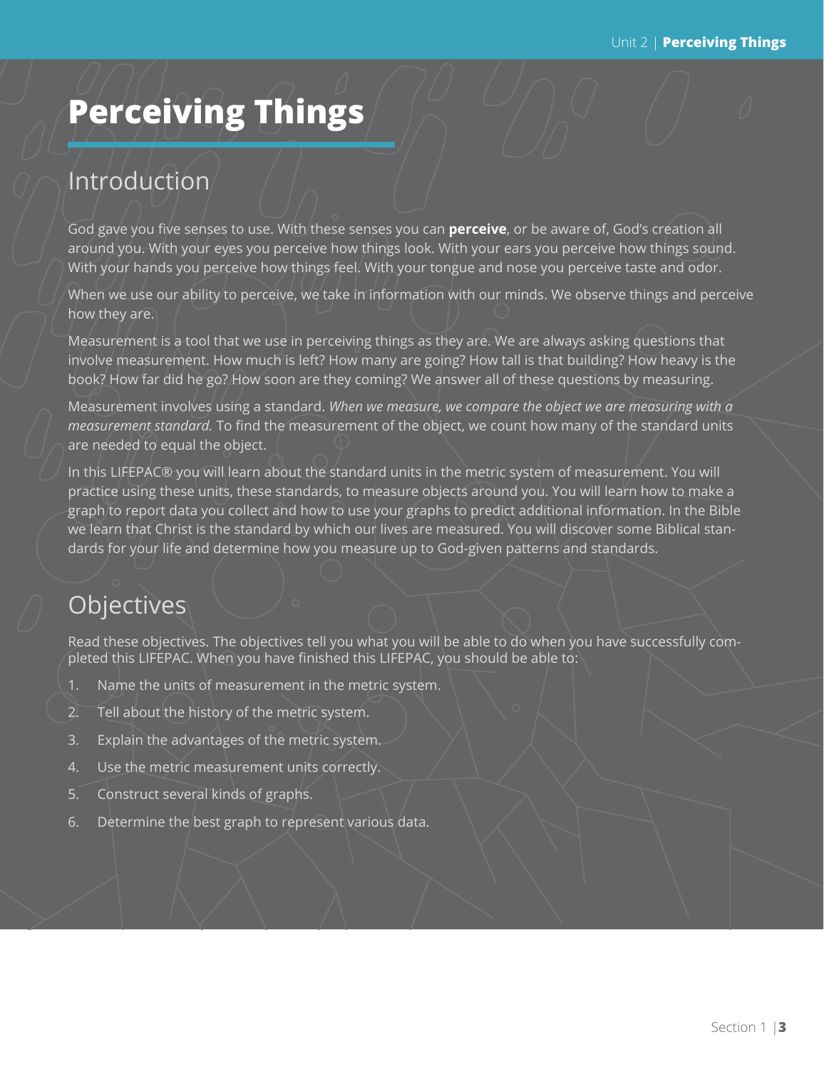# Perceiving Things

## Introduction

God gave you five senses to use. With these senses you can **perceive**, or be aware of, God's creation all around you. With your eyes you perceive how things look. With your ears you perceive how things sound. With your hands you perceive how things feel. With your tongue and nose you perceive taste and odor.

When we use our ability to perceive, we take in information with our minds. We observe things and perceive how they are.

Measurement is a tool that we use in perceiving things as they are. We are always asking questions that involve measurement. How much is left? How many are going? How tall is that building? How heavy is the book? How far did he go? How soon are they coming? We answer all of these questions by measuring.

Measurement involves using a standard. *When we measure, we compare the object we are measuring with a measurement standard.* To find the measurement of the object, we count how many of the standard units are needed to equal the object.

In this LIFEPAC® you will learn about the standard units in the metric system of measurement. You will practice using these units, these standards, to measure objects around you. You will learn how to make a graph to report data you collect and how to use your graphs to predict additional information. In the Bible we learn that Christ is the standard by which our lives are measured. You will discover some Biblical standards for your life and determine how you measure up to God-given patterns and standards.

## Objectives

Read these objectives. The objectives tell you what you will be able to do when you have successfully completed this LIFEPAC. When you have finished this LIFEPAC, you should be able to:

1. Name the units of measurement in the metric system.
2. Tell about the history of the metric system.
3. Explain the advantages of the metric system.
4. Use the metric measurement units correctly.
5. Construct several kinds of graphs.
6. Determine the best graph to represent various data.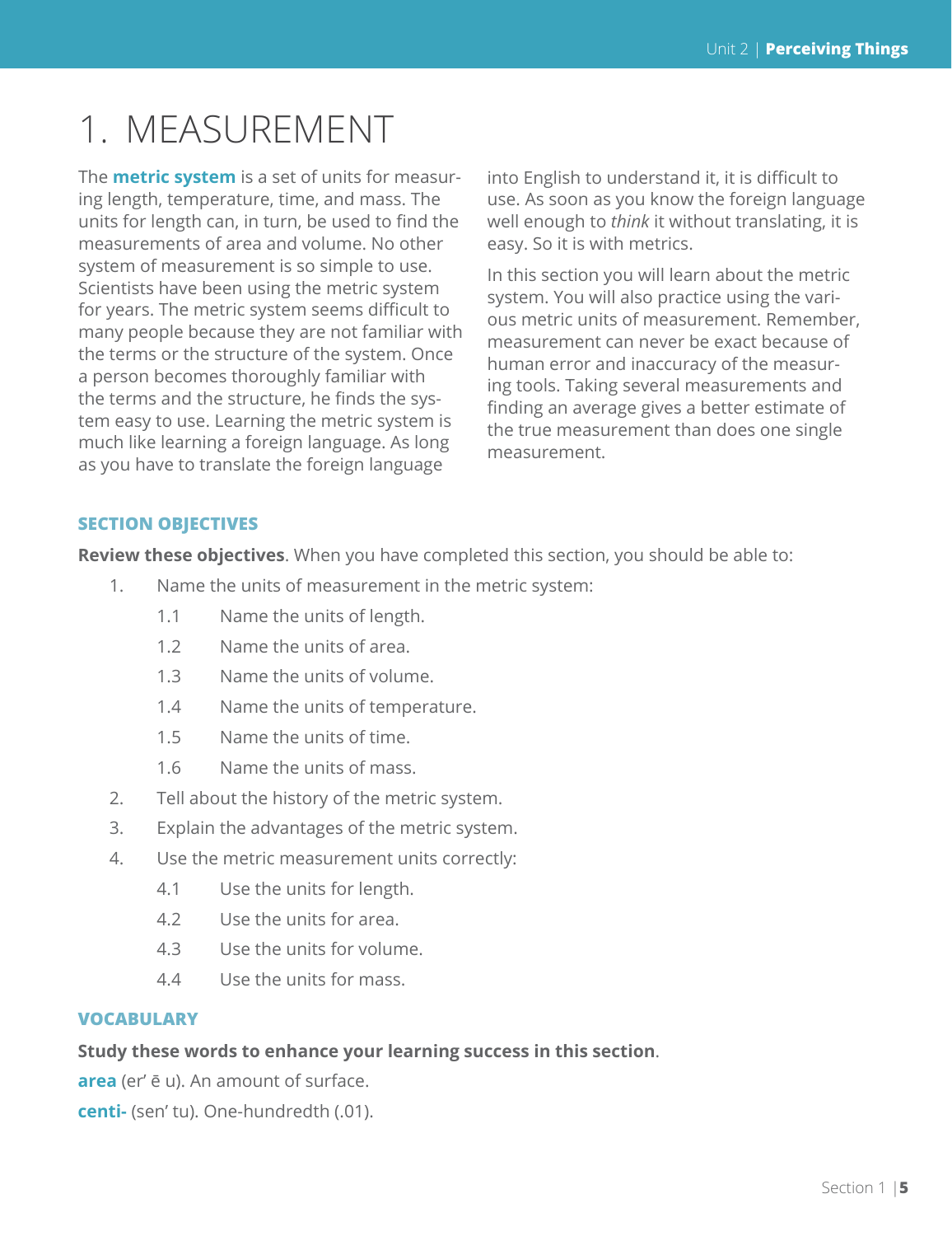# 1. MEASUREMENT

The **metric system** is a set of units for measuring length, temperature, time, and mass. The units for length can, in turn, be used to find the measurements of area and volume. No other system of measurement is so simple to use. Scientists have been using the metric system for years. The metric system seems difficult to many people because they are not familiar with the terms or the structure of the system. Once a person becomes thoroughly familiar with the terms and the structure, he finds the system easy to use. Learning the metric system is much like learning a foreign language. As long as you have to translate the foreign language into English to understand it, it is difficult to use. As soon as you know the foreign language well enough to *think* it without translating, it is easy. So it is with metrics.

In this section you will learn about the metric system. You will also practice using the various metric units of measurement. Remember, measurement can never be exact because of human error and inaccuracy of the measuring tools. Taking several measurements and finding an average gives a better estimate of the true measurement than does one single measurement.

### SECTION OBJECTIVES

**Review these objectives**. When you have completed this section, you should be able to:

1. Name the units of measurement in the metric system:
   - 1.1 Name the units of length.
   - 1.2 Name the units of area.
   - 1.3 Name the units of volume.
   - 1.4 Name the units of temperature.
   - 1.5 Name the units of time.
   - 1.6 Name the units of mass.
2. Tell about the history of the metric system.
3. Explain the advantages of the metric system.
4. Use the metric measurement units correctly:
   - 4.1 Use the units for length.
   - 4.2 Use the units for area.
   - 4.3 Use the units for volume.
   - 4.4 Use the units for mass.

### VOCABULARY

**Study these words to enhance your learning success in this section**.

**area** (er' ē u). An amount of surface.

**centi-** (sen' tu). One-hundredth (.01).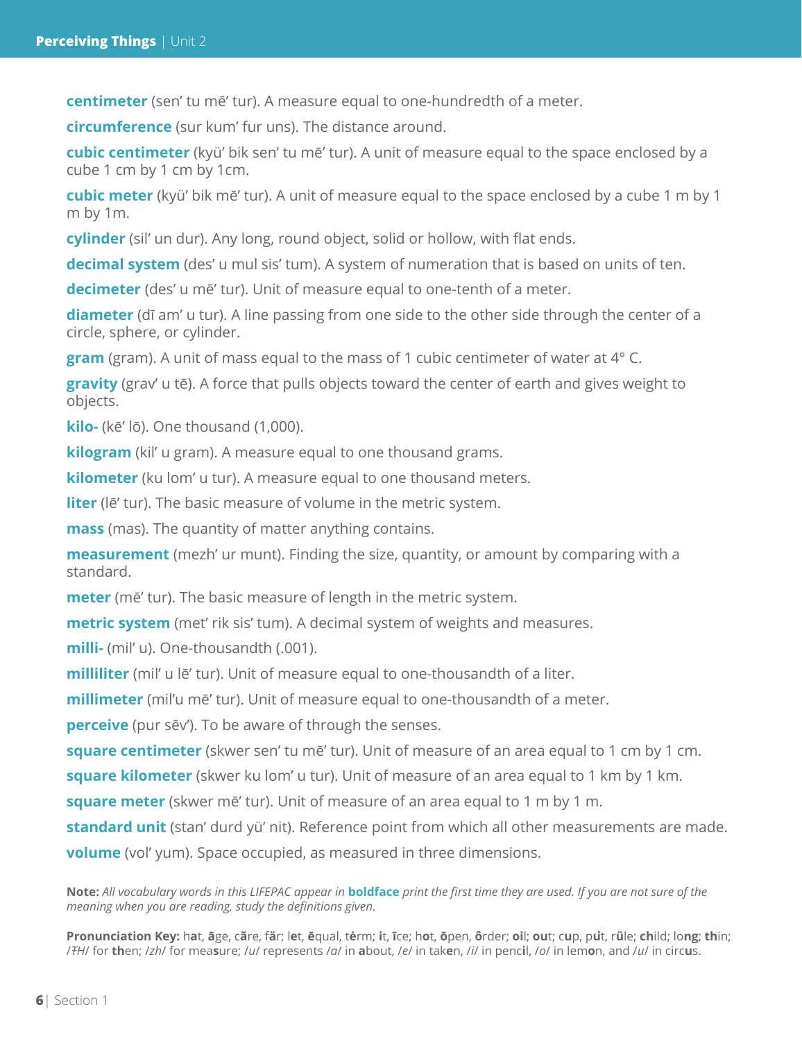**centimeter** (sen' tu mē' tur). A measure equal to one-hundredth of a meter.

**circumference** (sur kum' fur uns). The distance around.

**cubic centimeter** (kyü' bik sen' tu mē' tur). A unit of measure equal to the space enclosed by a cube 1 cm by 1 cm by 1cm.

**cubic meter** (kyü' bik mē' tur). A unit of measure equal to the space enclosed by a cube 1 m by 1 m by 1m.

**cylinder** (sil' un dur). Any long, round object, solid or hollow, with flat ends.

**decimal system** (des' u mul sis' tum). A system of numeration that is based on units of ten.

**decimeter** (des' u mē' tur). Unit of measure equal to one-tenth of a meter.

**diameter** (dī am' u tur). A line passing from one side to the other side through the center of a circle, sphere, or cylinder.

**gram** (gram). A unit of mass equal to the mass of 1 cubic centimeter of water at 4° C.

**gravity** (grav' u tē). A force that pulls objects toward the center of earth and gives weight to objects.

**kilo-** (kē' lō). One thousand (1,000).

**kilogram** (kil' u gram). A measure equal to one thousand grams.

**kilometer** (ku lom' u tur). A measure equal to one thousand meters.

**liter** (lē' tur). The basic measure of volume in the metric system.

**mass** (mas). The quantity of matter anything contains.

**measurement** (mezh' ur munt). Finding the size, quantity, or amount by comparing with a standard.

**meter** (mē' tur). The basic measure of length in the metric system.

**metric system** (met' rik sis' tum). A decimal system of weights and measures.

**milli-** (mil' u). One-thousandth (.001).

**milliliter** (mil' u lē' tur). Unit of measure equal to one-thousandth of a liter.

**millimeter** (mil'u mē' tur). Unit of measure equal to one-thousandth of a meter.

**perceive** (pur sēv'). To be aware of through the senses.

**square centimeter** (skwer sen' tu mē' tur). Unit of measure of an area equal to 1 cm by 1 cm.

**square kilometer** (skwer ku lom' u tur). Unit of measure of an area equal to 1 km by 1 km.

**square meter** (skwer mē' tur). Unit of measure of an area equal to 1 m by 1 m.

**standard unit** (stan' durd yü' nit). Reference point from which all other measurements are made.

**volume** (vol' yum). Space occupied, as measured in three dimensions.

**Note:** *All vocabulary words in this LIFEPAC appear in* **boldface** *print the first time they are used. If you are not sure of the meaning when you are reading, study the definitions given.*

**Pronunciation Key:** h**a**t, **ā**ge, c**ã**re, f**ä**r; l**e**t, **ē**qual, t**ė**rm; **i**t, **ī**ce; h**o**t, **ō**pen, **ô**rder; **oi**l; **ou**t; c**u**p, p**u̇**t, r**ü**le; **ch**ild; lo**ng**; **th**in; /ŦH/ for **th**en; /zh/ for mea**s**ure; /u/ represents /a/ in **a**bout, /e/ in tak**e**n, /i/ in penc**i**l, /o/ in lem**o**n, and /u/ in circ**u**s.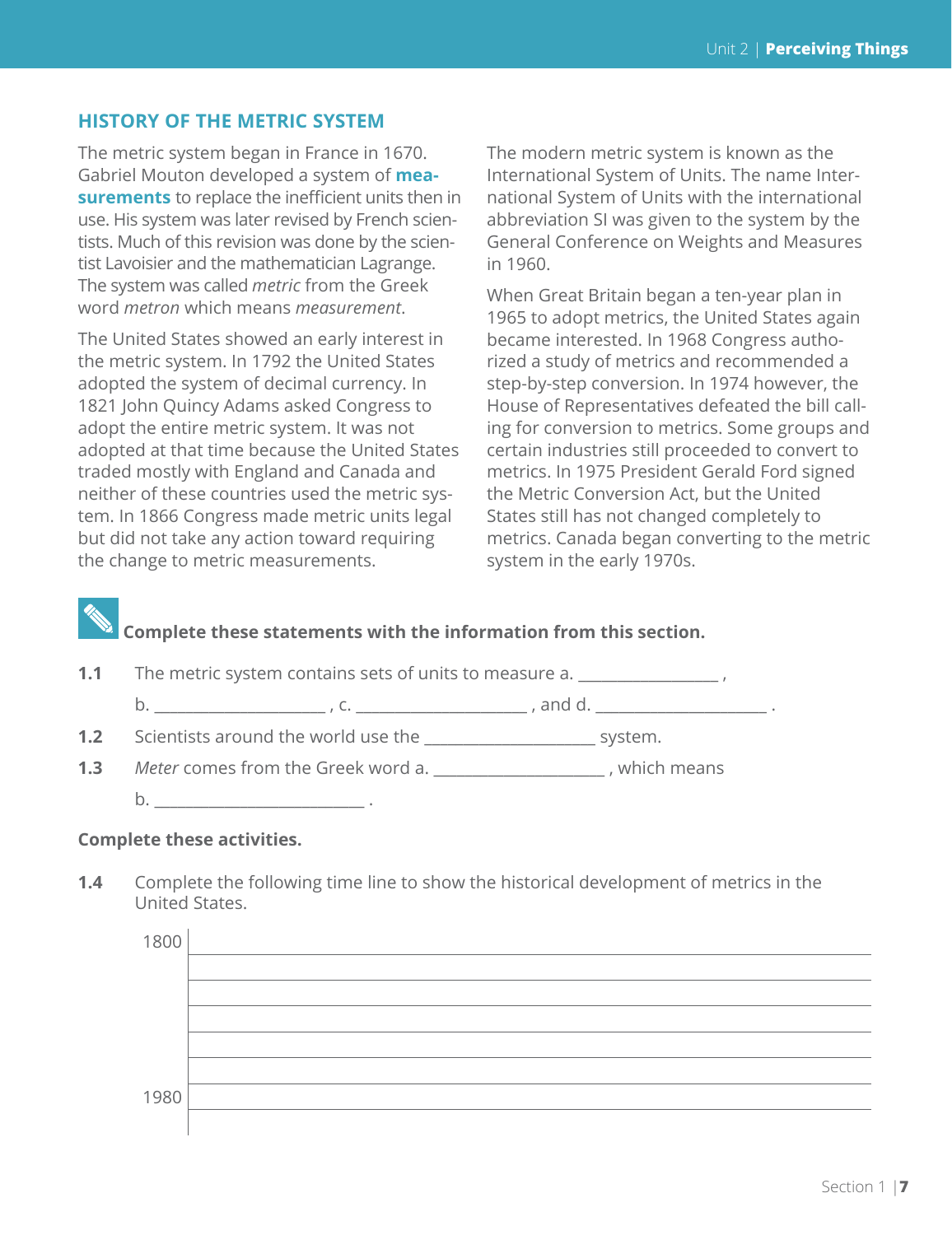## HISTORY OF THE METRIC SYSTEM

The metric system began in France in 1670. Gabriel Mouton developed a system of **measurements** to replace the inefficient units then in use. His system was later revised by French scientists. Much of this revision was done by the scientist Lavoisier and the mathematician Lagrange. The system was called *metric* from the Greek word *metron* which means *measurement*.

The United States showed an early interest in the metric system. In 1792 the United States adopted the system of decimal currency. In 1821 John Quincy Adams asked Congress to adopt the entire metric system. It was not adopted at that time because the United States traded mostly with England and Canada and neither of these countries used the metric system. In 1866 Congress made metric units legal but did not take any action toward requiring the change to metric measurements.

The modern metric system is known as the International System of Units. The name International System of Units with the international abbreviation SI was given to the system by the General Conference on Weights and Measures in 1960.

When Great Britain began a ten-year plan in 1965 to adopt metrics, the United States again became interested. In 1968 Congress authorized a study of metrics and recommended a step-by-step conversion. In 1974 however, the House of Representatives defeated the bill calling for conversion to metrics. Some groups and certain industries still proceeded to convert to metrics. In 1975 President Gerald Ford signed the Metric Conversion Act, but the United States still has not changed completely to metrics. Canada began converting to the metric system in the early 1970s.

**Complete these statements with the information from this section.**

**1.1** The metric system contains sets of units to measure a. ________________ ,
b. ____________________ , c. ____________________ , and d. ____________________ .

**1.2** Scientists around the world use the ____________________ system.

**1.3** *Meter* comes from the Greek word a. ____________________ , which means
b. ________________________ .

**Complete these activities.**

**1.4** Complete the following time line to show the historical development of metrics in the United States.

1800 ______________________________________________

______________________________________________

______________________________________________

______________________________________________

______________________________________________

______________________________________________

1980 ______________________________________________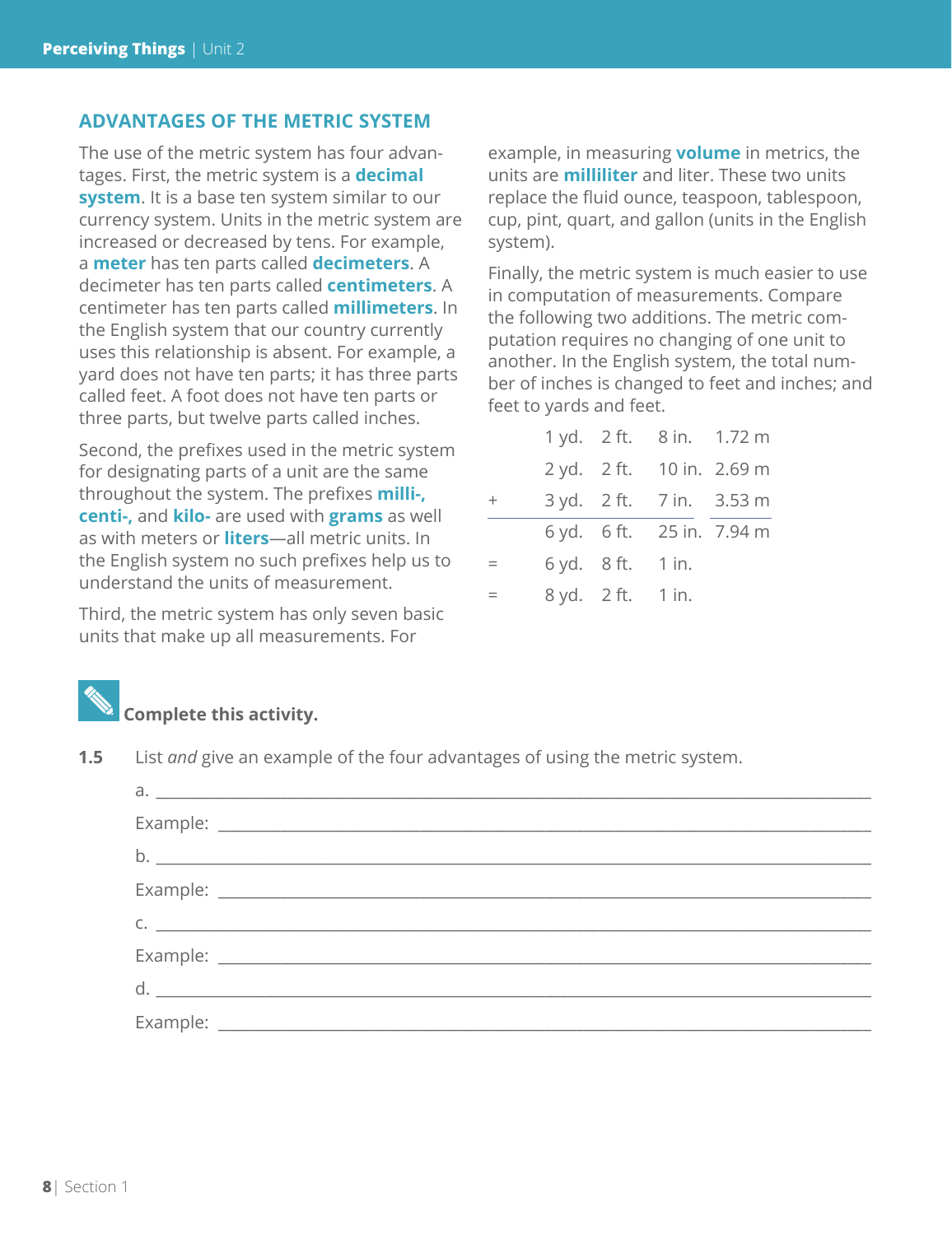## ADVANTAGES OF THE METRIC SYSTEM

The use of the metric system has four advantages. First, the metric system is a **decimal system**. It is a base ten system similar to our currency system. Units in the metric system are increased or decreased by tens. For example, a **meter** has ten parts called **decimeters**. A decimeter has ten parts called **centimeters**. A centimeter has ten parts called **millimeters**. In the English system that our country currently uses this relationship is absent. For example, a yard does not have ten parts; it has three parts called feet. A foot does not have ten parts or three parts, but twelve parts called inches.

Second, the prefixes used in the metric system for designating parts of a unit are the same throughout the system. The prefixes **milli-**, **centi-**, and **kilo-** are used with **grams** as well as with meters or **liters**—all metric units. In the English system no such prefixes help us to understand the units of measurement.

Third, the metric system has only seven basic units that make up all measurements. For example, in measuring **volume** in metrics, the units are **milliliter** and liter. These two units replace the fluid ounce, teaspoon, tablespoon, cup, pint, quart, and gallon (units in the English system).

Finally, the metric system is much easier to use in computation of measurements. Compare the following two additions. The metric computation requires no changing of one unit to another. In the English system, the total number of inches is changed to feet and inches; and feet to yards and feet.

| | | | | |
|---|---|---|---|---|
| | 1 yd. | 2 ft. | 8 in. | 1.72 m |
| | 2 yd. | 2 ft. | 10 in. | 2.69 m |
| + | 3 yd. | 2 ft. | 7 in. | 3.53 m |
| | 6 yd. | 6 ft. | 25 in. | 7.94 m |
| = | 6 yd. | 8 ft. | 1 in. | |
| = | 8 yd. | 2 ft. | 1 in. | |

**Complete this activity.**

**1.5** List *and* give an example of the four advantages of using the metric system.

a. ______________________________________________

Example: ______________________________________________

b. ______________________________________________

Example: ______________________________________________

c. ______________________________________________

Example: ______________________________________________

d. ______________________________________________

Example: ______________________________________________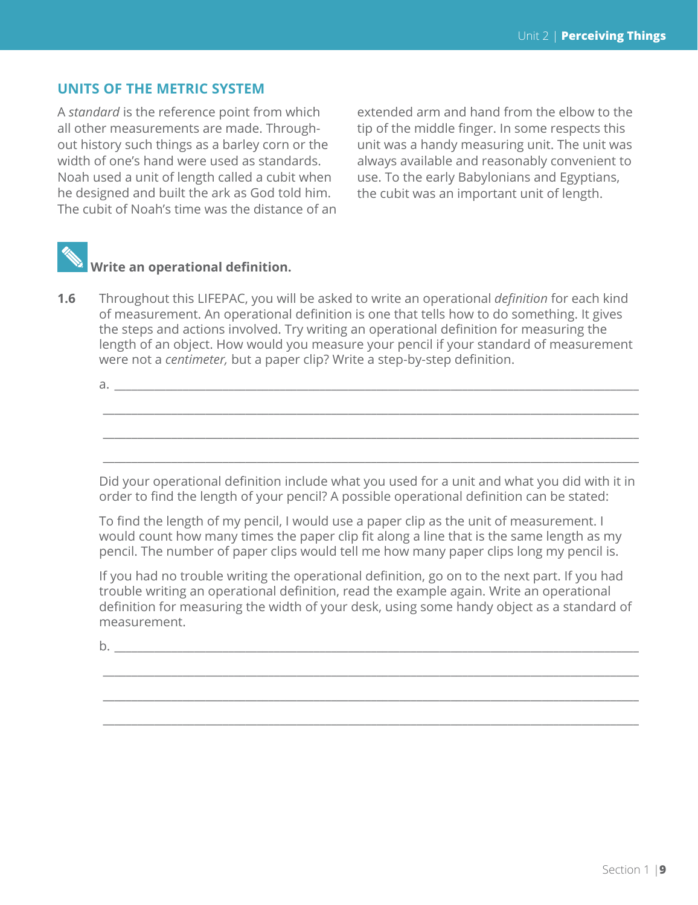## UNITS OF THE METRIC SYSTEM

A *standard* is the reference point from which all other measurements are made. Throughout history such things as a barley corn or the width of one's hand were used as standards. Noah used a unit of length called a cubit when he designed and built the ark as God told him. The cubit of Noah's time was the distance of an extended arm and hand from the elbow to the tip of the middle finger. In some respects this unit was a handy measuring unit. The unit was always available and reasonably convenient to use. To the early Babylonians and Egyptians, the cubit was an important unit of length.

**Write an operational definition.**

**1.6** Throughout this LIFEPAC, you will be asked to write an operational *definition* for each kind of measurement. An operational definition is one that tells how to do something. It gives the steps and actions involved. Try writing an operational definition for measuring the length of an object. How would you measure your pencil if your standard of measurement were not a *centimeter,* but a paper clip? Write a step-by-step definition.

a. ______________________________________________________________________

______________________________________________________________________

______________________________________________________________________

______________________________________________________________________

Did your operational definition include what you used for a unit and what you did with it in order to find the length of your pencil? A possible operational definition can be stated:

To find the length of my pencil, I would use a paper clip as the unit of measurement. I would count how many times the paper clip fit along a line that is the same length as my pencil. The number of paper clips would tell me how many paper clips long my pencil is.

If you had no trouble writing the operational definition, go on to the next part. If you had trouble writing an operational definition, read the example again. Write an operational definition for measuring the width of your desk, using some handy object as a standard of measurement.

b. ______________________________________________________________________

______________________________________________________________________

______________________________________________________________________

______________________________________________________________________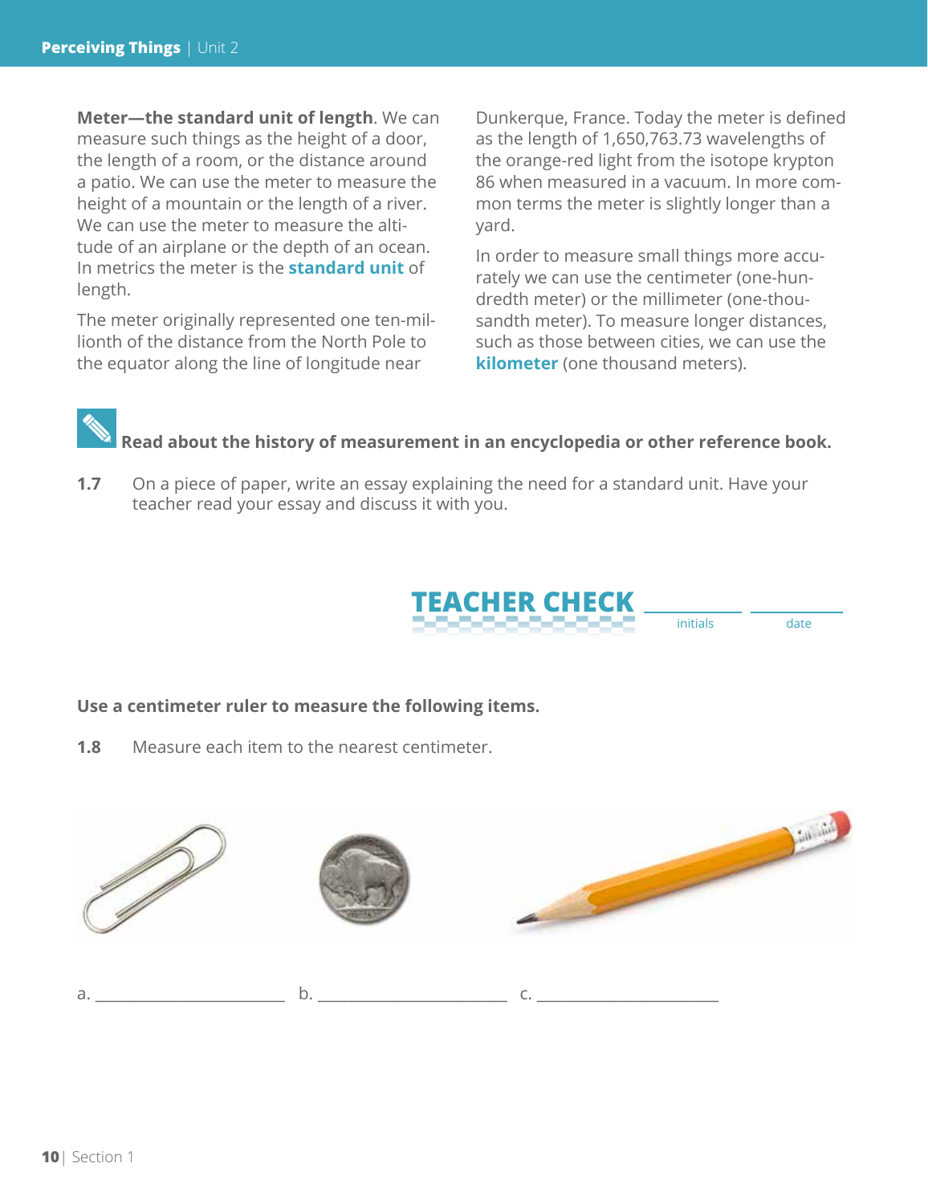**Meter—the standard unit of length**. We can measure such things as the height of a door, the length of a room, or the distance around a patio. We can use the meter to measure the height of a mountain or the length of a river. We can use the meter to measure the altitude of an airplane or the depth of an ocean. In metrics the meter is the **standard unit** of length.

The meter originally represented one ten-millionth of the distance from the North Pole to the equator along the line of longitude near Dunkerque, France. Today the meter is defined as the length of 1,650,763.73 wavelengths of the orange-red light from the isotope krypton 86 when measured in a vacuum. In more common terms the meter is slightly longer than a yard.

In order to measure small things more accurately we can use the centimeter (one-hundredth meter) or the millimeter (one-thousandth meter). To measure longer distances, such as those between cities, we can use the **kilometer** (one thousand meters).

**Read about the history of measurement in an encyclopedia or other reference book.**

**1.7** On a piece of paper, write an essay explaining the need for a standard unit. Have your teacher read your essay and discuss it with you.

**TEACHER CHECK** ____________ initials ____________ date

**Use a centimeter ruler to measure the following items.**

**1.8** Measure each item to the nearest centimeter.

a. ______________________ b. ______________________ c. ______________________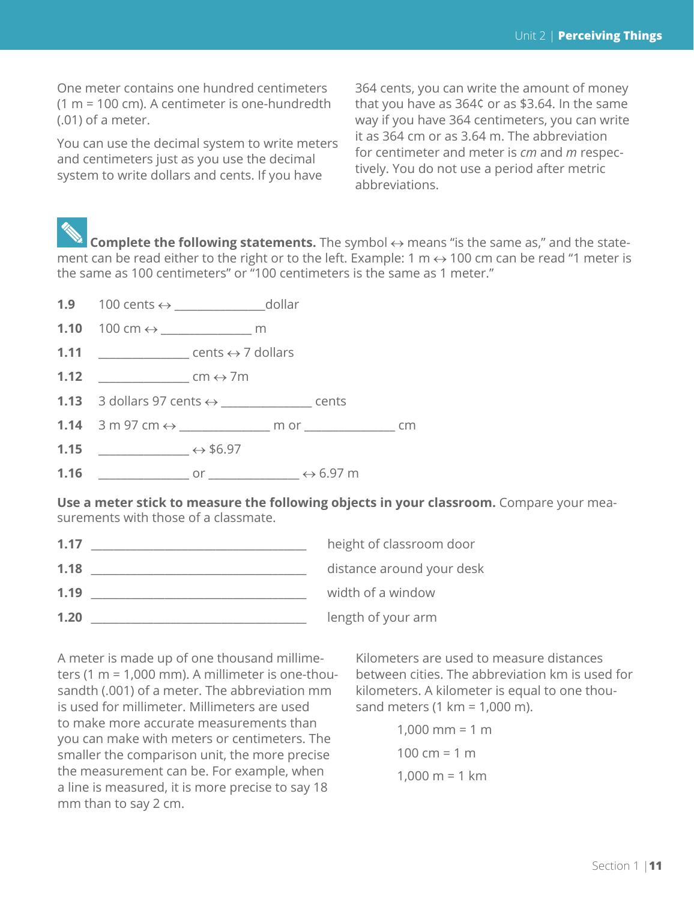One meter contains one hundred centimeters (1 m = 100 cm). A centimeter is one-hundredth (.01) of a meter.

You can use the decimal system to write meters and centimeters just as you use the decimal system to write dollars and cents. If you have 364 cents, you can write the amount of money that you have as 364¢ or as $3.64. In the same way if you have 364 centimeters, you can write it as 364 cm or as 3.64 m. The abbreviation for centimeter and meter is *cm* and *m* respectively. You do not use a period after metric abbreviations.

**Complete the following statements.** The symbol ↔ means "is the same as," and the statement can be read either to the right or to the left. Example: 1 m ↔ 100 cm can be read "1 meter is the same as 100 centimeters" or "100 centimeters is the same as 1 meter."

**1.9** 100 cents ↔ ______________dollar

**1.10** 100 cm ↔ ______________ m

**1.11** ______________ cents ↔ 7 dollars

**1.12** ______________ cm ↔ 7m

**1.13** 3 dollars 97 cents ↔ ______________ cents

**1.14** 3 m 97 cm ↔ ______________ m or ______________ cm

**1.15** ______________ ↔ $6.97

**1.16** ______________ or ______________ ↔ 6.97 m

**Use a meter stick to measure the following objects in your classroom.** Compare your measurements with those of a classmate.

**1.17** __________________________________ height of classroom door

**1.18** __________________________________ distance around your desk

**1.19** __________________________________ width of a window

**1.20** __________________________________ length of your arm

A meter is made up of one thousand millimeters (1 m = 1,000 mm). A millimeter is one-thousandth (.001) of a meter. The abbreviation mm is used for millimeter. Millimeters are used to make more accurate measurements than you can make with meters or centimeters. The smaller the comparison unit, the more precise the measurement can be. For example, when a line is measured, it is more precise to say 18 mm than to say 2 cm.

Kilometers are used to measure distances between cities. The abbreviation km is used for kilometers. A kilometer is equal to one thousand meters (1 km = 1,000 m).

1,000 mm = 1 m

100 cm = 1 m

1,000 m = 1 km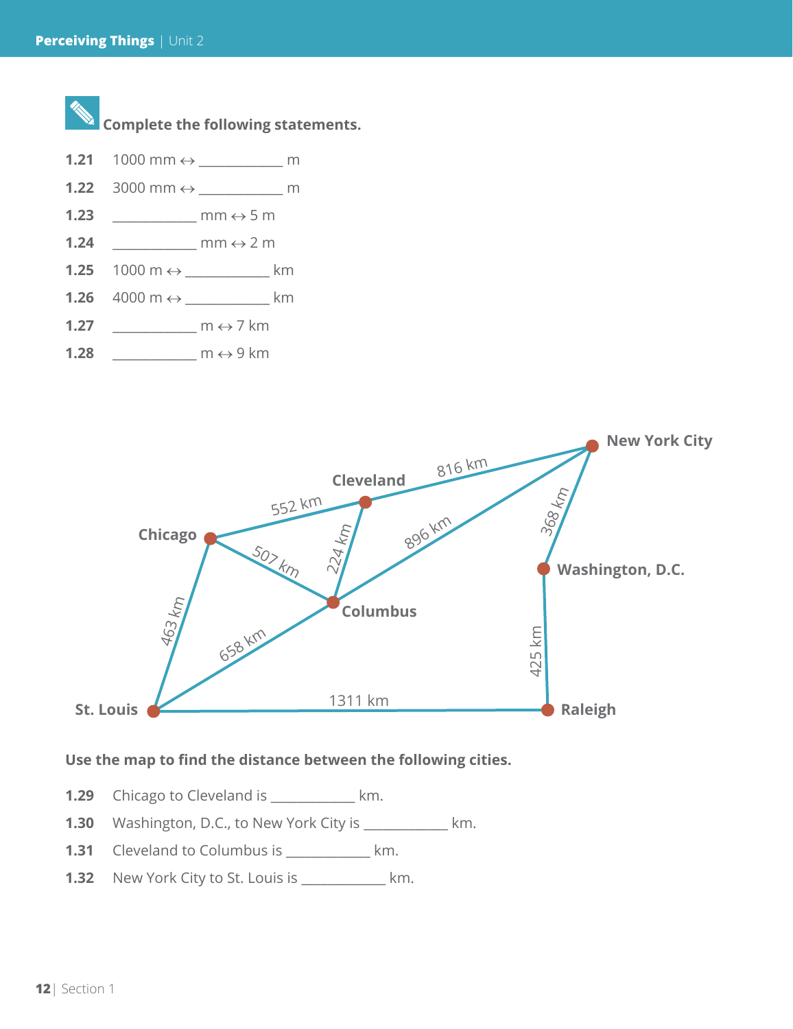**Complete the following statements.**

**1.21** 1000 mm ↔ ___________ m

**1.22** 3000 mm ↔ ___________ m

**1.23** ___________ mm ↔ 5 m

**1.24** ___________ mm ↔ 2 m

**1.25** 1000 m ↔ ___________ km

**1.26** 4000 m ↔ ___________ km

**1.27** ___________ m ↔ 7 km

**1.28** ___________ m ↔ 9 km

New York City
Cleveland
816 km
552 km
Chicago
368 km
896 km
224 km
507 km
Washington, D.C.
Columbus
463 km
658 km
425 km
1311 km
St. Louis
Raleigh

**Use the map to find the distance between the following cities.**

**1.29** Chicago to Cleveland is ___________ km.

**1.30** Washington, D.C., to New York City is ___________ km.

**1.31** Cleveland to Columbus is ___________ km.

**1.32** New York City to St. Louis is ___________ km.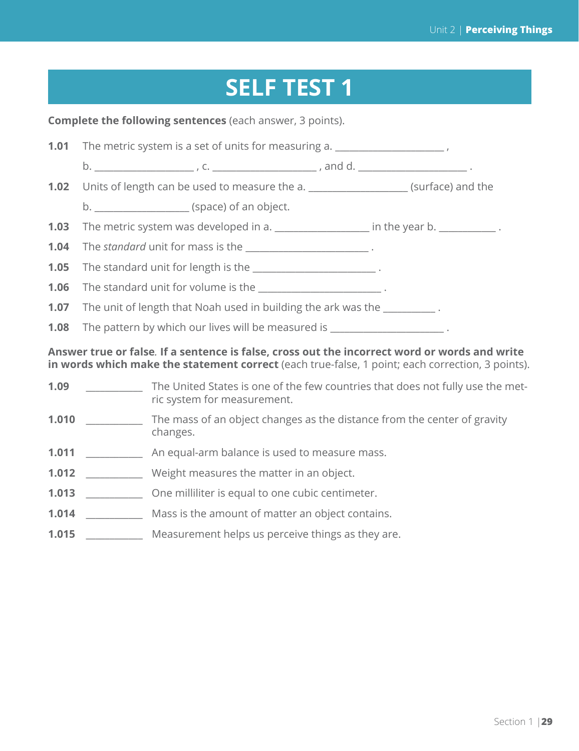# SELF TEST 1

**Complete the following sentences** (each answer, 3 points).

**1.01** The metric system is a set of units for measuring a. ____________________ , b. __________________ , c. __________________ , and d. ____________________ .

**1.02** Units of length can be used to measure the a. __________________ (surface) and the b. _________________ (space) of an object.

**1.03** The metric system was developed in a. _________________ in the year b. __________ .

**1.04** The *standard* unit for mass is the ______________________ .

**1.05** The standard unit for length is the ______________________ .

**1.06** The standard unit for volume is the ______________________ .

**1.07** The unit of length that Noah used in building the ark was the _________ .

**1.08** The pattern by which our lives will be measured is _____________________ .

**Answer true or false. If a sentence is false, cross out the incorrect word or words and write in words which make the statement correct** (each true-false, 1 point; each correction, 3 points).

**1.09** __________ The United States is one of the few countries that does not fully use the metric system for measurement.

**1.010** __________ The mass of an object changes as the distance from the center of gravity changes.

**1.011** __________ An equal-arm balance is used to measure mass.

**1.012** __________ Weight measures the matter in an object.

**1.013** __________ One milliliter is equal to one cubic centimeter.

**1.014** __________ Mass is the amount of matter an object contains.

**1.015** __________ Measurement helps us perceive things as they are.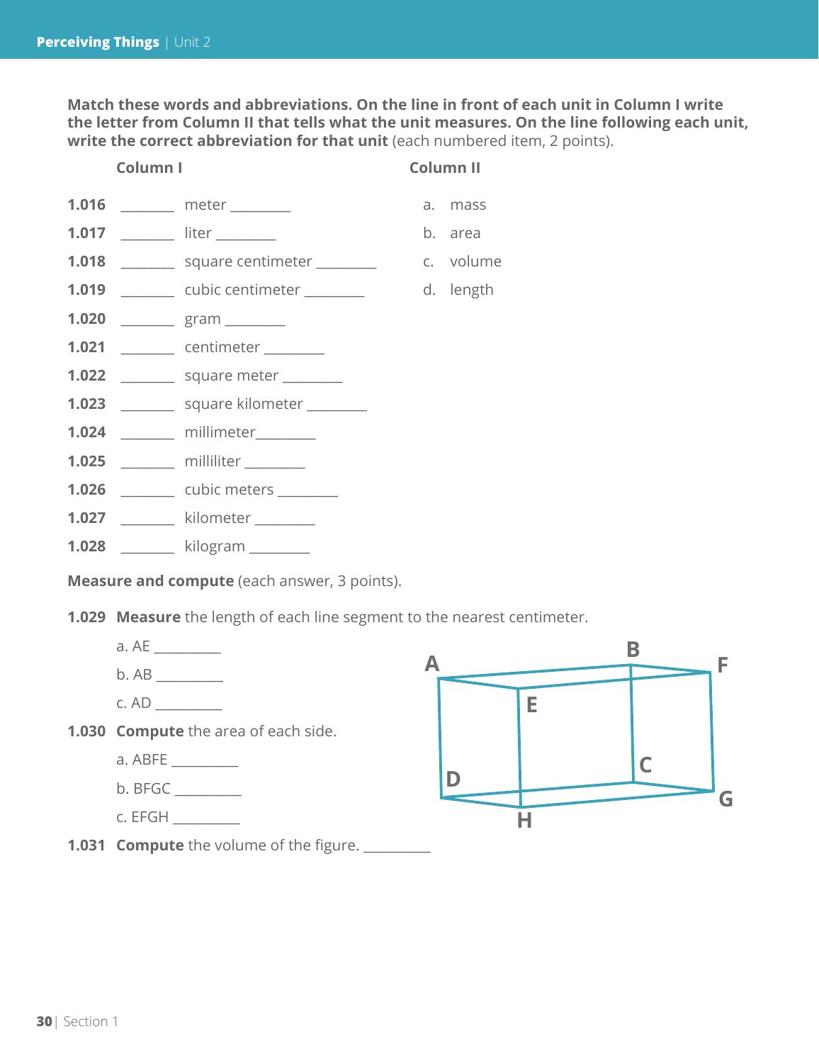**Match these words and abbreviations. On the line in front of each unit in Column I write the letter from Column II that tells what the unit measures. On the line following each unit, write the correct abbreviation for that unit** (each numbered item, 2 points).

| | | Column I | Column II |
|---|---|---|---|
| 1.016 | _______ | meter ________ | a. mass |
| 1.017 | _______ | liter ________ | b. area |
| 1.018 | _______ | square centimeter ________ | c. volume |
| 1.019 | _______ | cubic centimeter ________ | d. length |
| 1.020 | _______ | gram ________ | |
| 1.021 | _______ | centimeter ________ | |
| 1.022 | _______ | square meter ________ | |
| 1.023 | _______ | square kilometer ________ | |
| 1.024 | _______ | millimeter________ | |
| 1.025 | _______ | milliliter ________ | |
| 1.026 | _______ | cubic meters ________ | |
| 1.027 | _______ | kilometer ________ | |
| 1.028 | _______ | kilogram ________ | |

**Measure and compute** (each answer, 3 points).

**1.029** **Measure** the length of each line segment to the nearest centimeter.

a. AE _________

b. AB _________

c. AD _________

**1.030** **Compute** the area of each side.

a. ABFE _________

b. BFGC _________

c. EFGH _________

**1.031** **Compute** the volume of the figure. _________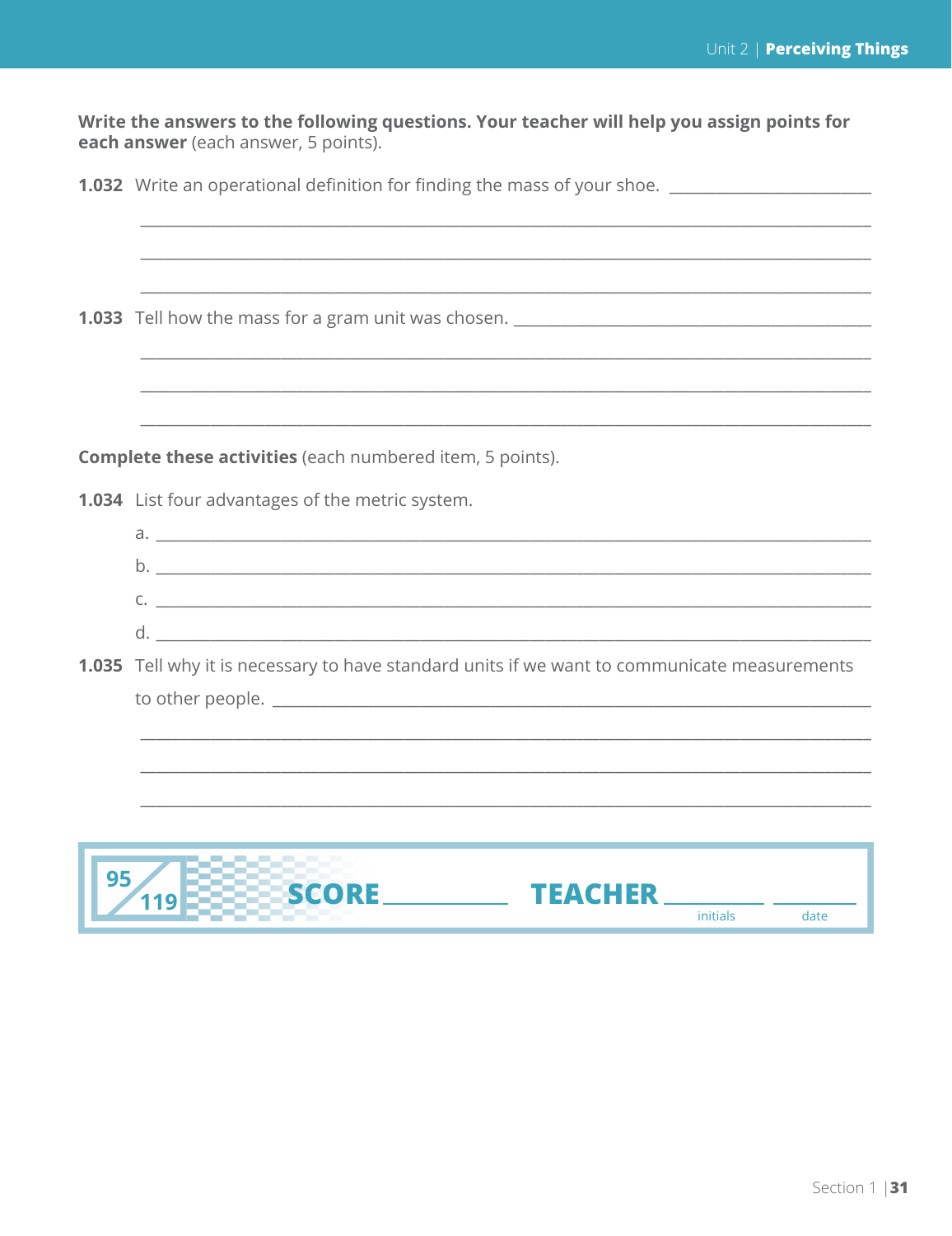**Write the answers to the following questions. Your teacher will help you assign points for each answer** (each answer, 5 points).

**1.032** Write an operational definition for finding the mass of your shoe. ________________________

_______________________________________________________________________________

_______________________________________________________________________________

_______________________________________________________________________________

**1.033** Tell how the mass for a gram unit was chosen. ________________________________________

_______________________________________________________________________________

_______________________________________________________________________________

_______________________________________________________________________________

**Complete these activities** (each numbered item, 5 points).

**1.034** List four advantages of the metric system.

a. _______________________________________________________________________________

b. _______________________________________________________________________________

c. _______________________________________________________________________________

d. _______________________________________________________________________________

**1.035** Tell why it is necessary to have standard units if we want to communicate measurements to other people. ______________________________________________________________

_______________________________________________________________________________

_______________________________________________________________________________

_______________________________________________________________________________

95/119 **SCORE** ____________ **TEACHER** ____________ ____________
initials date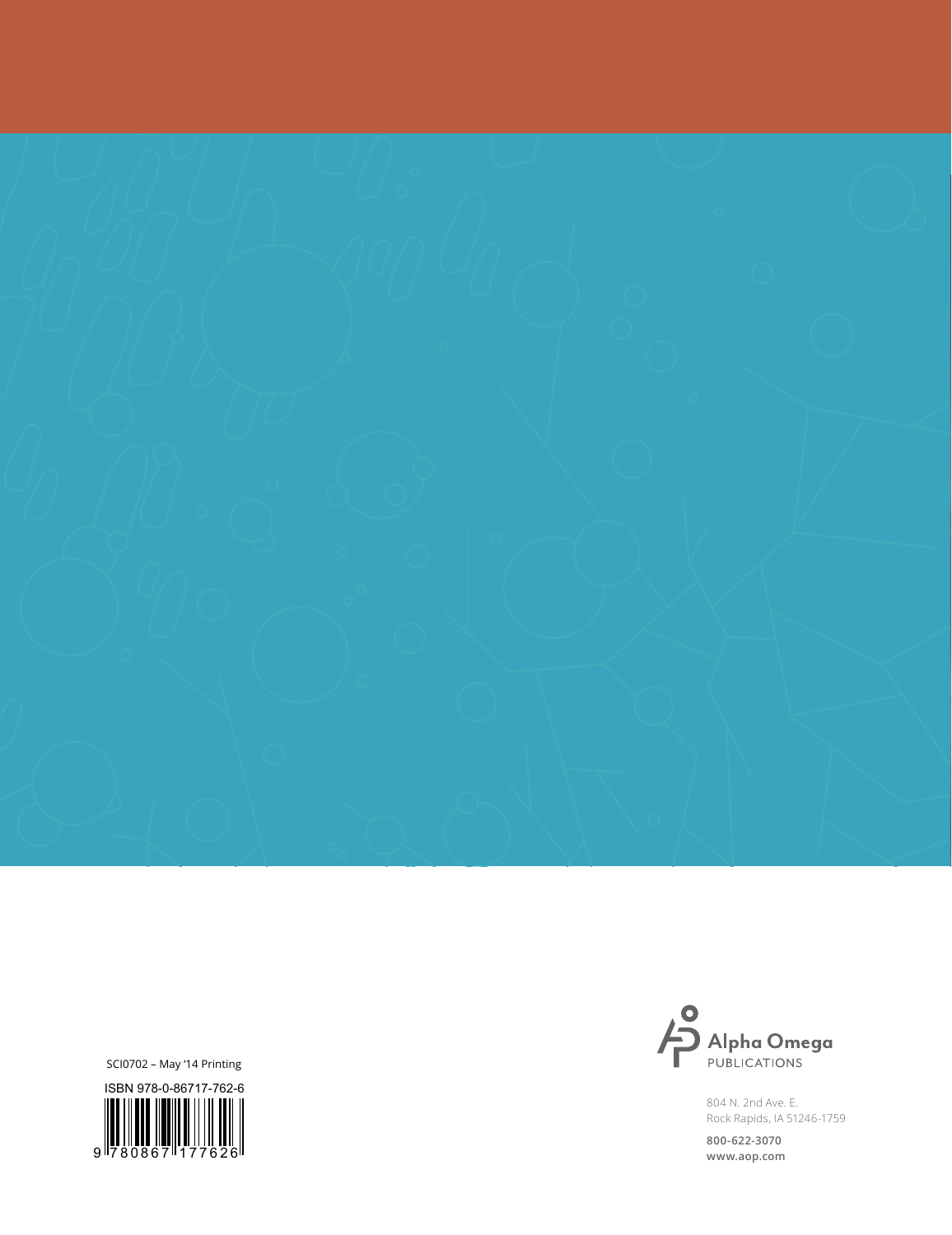SCI0702 – May '14 Printing

ISBN 978-0-86717-762-6

9 780867 177626

Alpha Omega
PUBLICATIONS

804 N. 2nd Ave. E.
Rock Rapids, IA 51246-1759

**800-622-3070**
**www.aop.com**